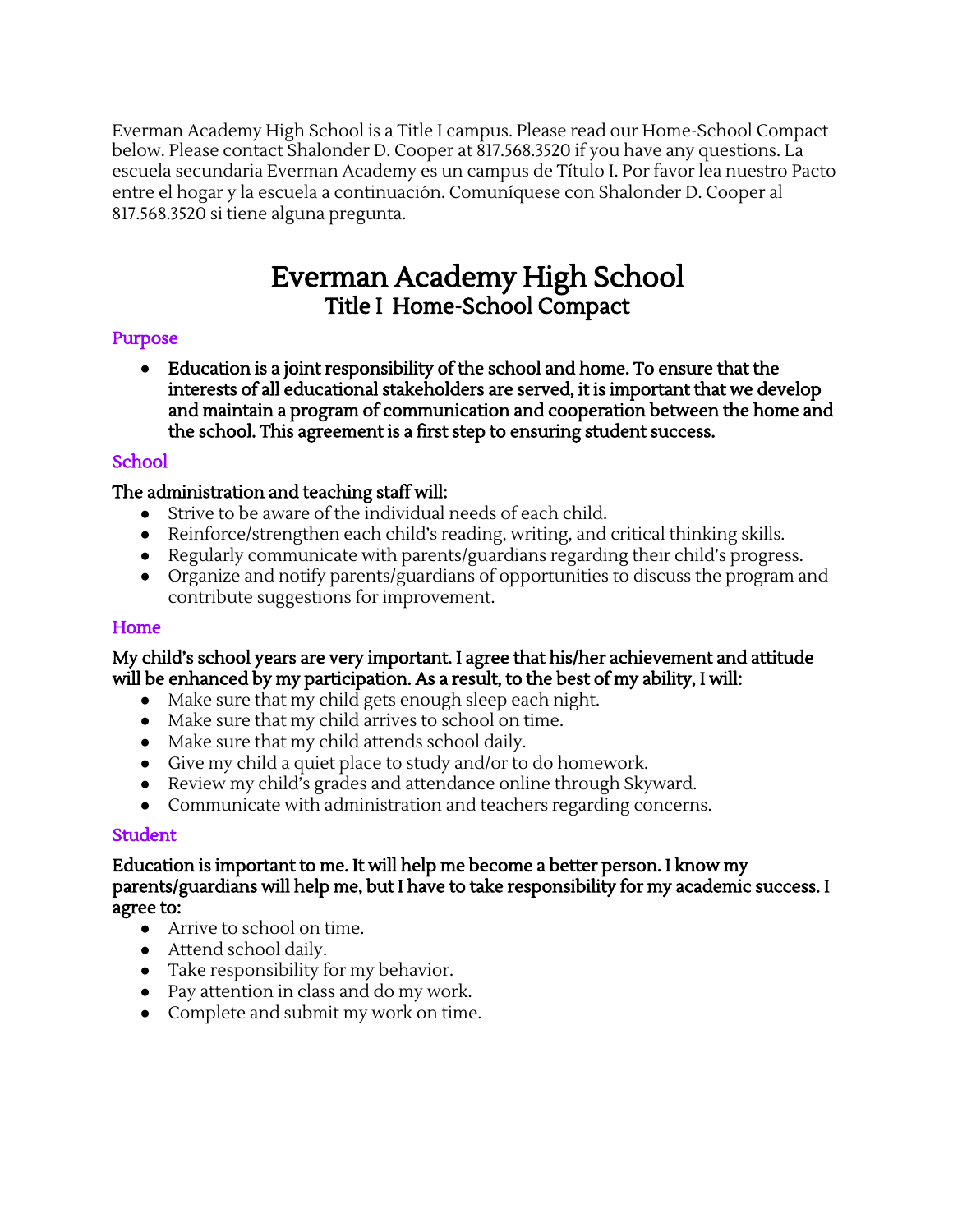Everman Academy High School is a Title I campus. Please read our Home-School Compact below. Please contact Shalonder D. Cooper at 817.568.3520 if you have any questions. La escuela secundaria Everman Academy es un campus de Título I. Por favor lea nuestro Pacto entre el hogar y la escuela a continuación. Comuníquese con Shalonder D. Cooper al 817.568.3520 si tiene alguna pregunta.

# Everman Academy High School
## Title I Home-School Compact

### Purpose

- **Education is a joint responsibility of the school and home. To ensure that the interests of all educational stakeholders are served, it is important that we develop and maintain a program of communication and cooperation between the home and the school. This agreement is a first step to ensuring student success.**

### School

**The administration and teaching staff will:**

- Strive to be aware of the individual needs of each child.
- Reinforce/strengthen each child's reading, writing, and critical thinking skills.
- Regularly communicate with parents/guardians regarding their child's progress.
- Organize and notify parents/guardians of opportunities to discuss the program and contribute suggestions for improvement.

### Home

**My child's school years are very important. I agree that his/her achievement and attitude will be enhanced by my participation. As a result, to the best of my ability, I will:**

- Make sure that my child gets enough sleep each night.
- Make sure that my child arrives to school on time.
- Make sure that my child attends school daily.
- Give my child a quiet place to study and/or to do homework.
- Review my child's grades and attendance online through Skyward.
- Communicate with administration and teachers regarding concerns.

### Student

**Education is important to me. It will help me become a better person. I know my parents/guardians will help me, but I have to take responsibility for my academic success. I agree to:**

- Arrive to school on time.
- Attend school daily.
- Take responsibility for my behavior.
- Pay attention in class and do my work.
- Complete and submit my work on time.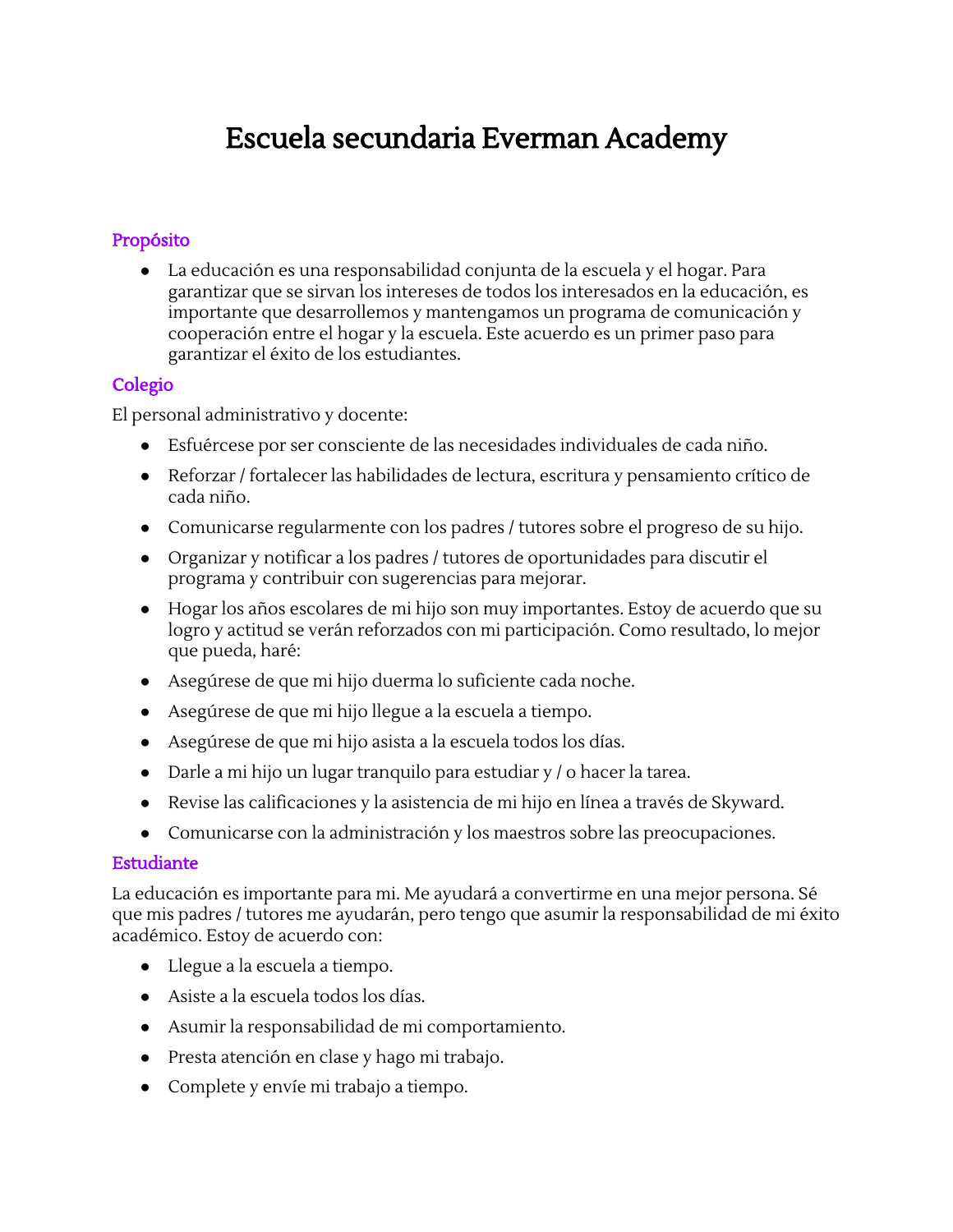# Escuela secundaria Everman Academy

## Propósito

- La educación es una responsabilidad conjunta de la escuela y el hogar. Para garantizar que se sirvan los intereses de todos los interesados en la educación, es importante que desarrollemos y mantengamos un programa de comunicación y cooperación entre el hogar y la escuela. Este acuerdo es un primer paso para garantizar el éxito de los estudiantes.

## Colegio

El personal administrativo y docente:

- Esfuércese por ser consciente de las necesidades individuales de cada niño.
- Reforzar / fortalecer las habilidades de lectura, escritura y pensamiento crítico de cada niño.
- Comunicarse regularmente con los padres / tutores sobre el progreso de su hijo.
- Organizar y notificar a los padres / tutores de oportunidades para discutir el programa y contribuir con sugerencias para mejorar.
- Hogar los años escolares de mi hijo son muy importantes. Estoy de acuerdo que su logro y actitud se verán reforzados con mi participación. Como resultado, lo mejor que pueda, haré:
- Asegúrese de que mi hijo duerma lo suficiente cada noche.
- Asegúrese de que mi hijo llegue a la escuela a tiempo.
- Asegúrese de que mi hijo asista a la escuela todos los días.
- Darle a mi hijo un lugar tranquilo para estudiar y / o hacer la tarea.
- Revise las calificaciones y la asistencia de mi hijo en línea a través de Skyward.
- Comunicarse con la administración y los maestros sobre las preocupaciones.

## Estudiante

La educación es importante para mi. Me ayudará a convertirme en una mejor persona. Sé que mis padres / tutores me ayudarán, pero tengo que asumir la responsabilidad de mi éxito académico. Estoy de acuerdo con:

- Llegue a la escuela a tiempo.
- Asiste a la escuela todos los días.
- Asumir la responsabilidad de mi comportamiento.
- Presta atención en clase y hago mi trabajo.
- Complete y envíe mi trabajo a tiempo.